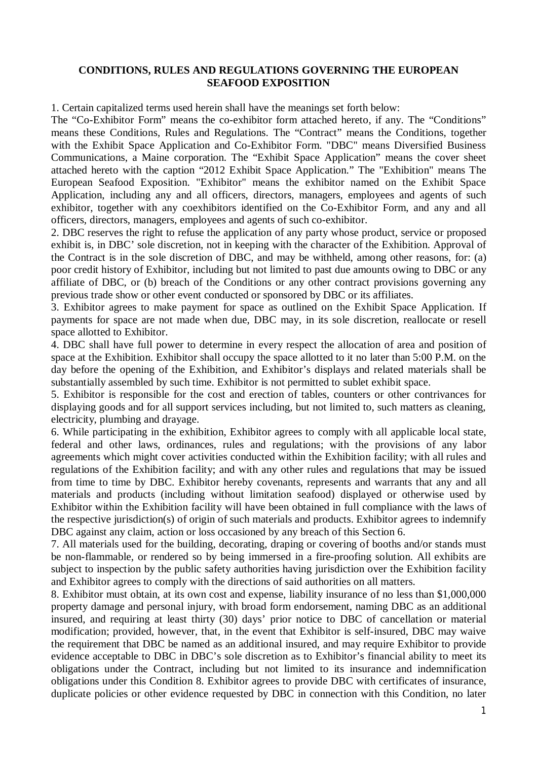**CONDITIONS, RULES AND REGULATIONS GOVERNING THE EUROPEAN SEAFOOD EXPOSITION**

1. Certain capitalized terms used herein shall have the meanings set forth below:
The "Co-Exhibitor Form" means the co-exhibitor form attached hereto, if any. The "Conditions" means these Conditions, Rules and Regulations. The "Contract" means the Conditions, together with the Exhibit Space Application and Co-Exhibitor Form. "DBC" means Diversified Business Communications, a Maine corporation. The "Exhibit Space Application" means the cover sheet attached hereto with the caption "2012 Exhibit Space Application." The "Exhibition" means The European Seafood Exposition. "Exhibitor" means the exhibitor named on the Exhibit Space Application, including any and all officers, directors, managers, employees and agents of such exhibitor, together with any coexhibitors identified on the Co-Exhibitor Form, and any and all officers, directors, managers, employees and agents of such co-exhibitor.

2. DBC reserves the right to refuse the application of any party whose product, service or proposed exhibit is, in DBC' sole discretion, not in keeping with the character of the Exhibition. Approval of the Contract is in the sole discretion of DBC, and may be withheld, among other reasons, for: (a) poor credit history of Exhibitor, including but not limited to past due amounts owing to DBC or any affiliate of DBC, or (b) breach of the Conditions or any other contract provisions governing any previous trade show or other event conducted or sponsored by DBC or its affiliates.

3. Exhibitor agrees to make payment for space as outlined on the Exhibit Space Application. If payments for space are not made when due, DBC may, in its sole discretion, reallocate or resell space allotted to Exhibitor.

4. DBC shall have full power to determine in every respect the allocation of area and position of space at the Exhibition. Exhibitor shall occupy the space allotted to it no later than 5:00 P.M. on the day before the opening of the Exhibition, and Exhibitor's displays and related materials shall be substantially assembled by such time. Exhibitor is not permitted to sublet exhibit space.

5. Exhibitor is responsible for the cost and erection of tables, counters or other contrivances for displaying goods and for all support services including, but not limited to, such matters as cleaning, electricity, plumbing and drayage.

6. While participating in the exhibition, Exhibitor agrees to comply with all applicable local state, federal and other laws, ordinances, rules and regulations; with the provisions of any labor agreements which might cover activities conducted within the Exhibition facility; with all rules and regulations of the Exhibition facility; and with any other rules and regulations that may be issued from time to time by DBC. Exhibitor hereby covenants, represents and warrants that any and all materials and products (including without limitation seafood) displayed or otherwise used by Exhibitor within the Exhibition facility will have been obtained in full compliance with the laws of the respective jurisdiction(s) of origin of such materials and products. Exhibitor agrees to indemnify DBC against any claim, action or loss occasioned by any breach of this Section 6.

7. All materials used for the building, decorating, draping or covering of booths and/or stands must be non-flammable, or rendered so by being immersed in a fire-proofing solution. All exhibits are subject to inspection by the public safety authorities having jurisdiction over the Exhibition facility and Exhibitor agrees to comply with the directions of said authorities on all matters.

8. Exhibitor must obtain, at its own cost and expense, liability insurance of no less than $1,000,000 property damage and personal injury, with broad form endorsement, naming DBC as an additional insured, and requiring at least thirty (30) days' prior notice to DBC of cancellation or material modification; provided, however, that, in the event that Exhibitor is self-insured, DBC may waive the requirement that DBC be named as an additional insured, and may require Exhibitor to provide evidence acceptable to DBC in DBC's sole discretion as to Exhibitor's financial ability to meet its obligations under the Contract, including but not limited to its insurance and indemnification obligations under this Condition 8. Exhibitor agrees to provide DBC with certificates of insurance, duplicate policies or other evidence requested by DBC in connection with this Condition, no later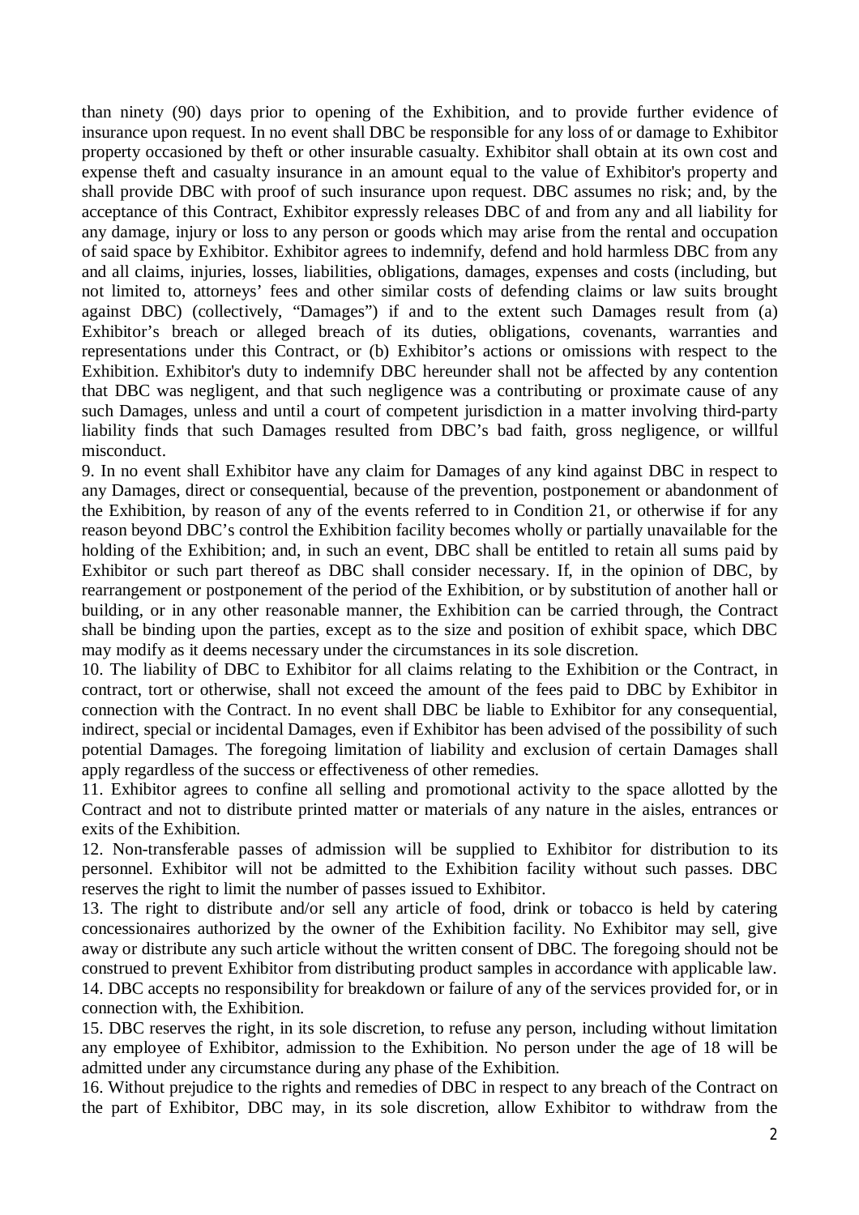than ninety (90) days prior to opening of the Exhibition, and to provide further evidence of insurance upon request. In no event shall DBC be responsible for any loss of or damage to Exhibitor property occasioned by theft or other insurable casualty. Exhibitor shall obtain at its own cost and expense theft and casualty insurance in an amount equal to the value of Exhibitor's property and shall provide DBC with proof of such insurance upon request. DBC assumes no risk; and, by the acceptance of this Contract, Exhibitor expressly releases DBC of and from any and all liability for any damage, injury or loss to any person or goods which may arise from the rental and occupation of said space by Exhibitor. Exhibitor agrees to indemnify, defend and hold harmless DBC from any and all claims, injuries, losses, liabilities, obligations, damages, expenses and costs (including, but not limited to, attorneys' fees and other similar costs of defending claims or law suits brought against DBC) (collectively, "Damages") if and to the extent such Damages result from (a) Exhibitor's breach or alleged breach of its duties, obligations, covenants, warranties and representations under this Contract, or (b) Exhibitor's actions or omissions with respect to the Exhibition. Exhibitor's duty to indemnify DBC hereunder shall not be affected by any contention that DBC was negligent, and that such negligence was a contributing or proximate cause of any such Damages, unless and until a court of competent jurisdiction in a matter involving third-party liability finds that such Damages resulted from DBC's bad faith, gross negligence, or willful misconduct.

9. In no event shall Exhibitor have any claim for Damages of any kind against DBC in respect to any Damages, direct or consequential, because of the prevention, postponement or abandonment of the Exhibition, by reason of any of the events referred to in Condition 21, or otherwise if for any reason beyond DBC's control the Exhibition facility becomes wholly or partially unavailable for the holding of the Exhibition; and, in such an event, DBC shall be entitled to retain all sums paid by Exhibitor or such part thereof as DBC shall consider necessary. If, in the opinion of DBC, by rearrangement or postponement of the period of the Exhibition, or by substitution of another hall or building, or in any other reasonable manner, the Exhibition can be carried through, the Contract shall be binding upon the parties, except as to the size and position of exhibit space, which DBC may modify as it deems necessary under the circumstances in its sole discretion.

10. The liability of DBC to Exhibitor for all claims relating to the Exhibition or the Contract, in contract, tort or otherwise, shall not exceed the amount of the fees paid to DBC by Exhibitor in connection with the Contract. In no event shall DBC be liable to Exhibitor for any consequential, indirect, special or incidental Damages, even if Exhibitor has been advised of the possibility of such potential Damages. The foregoing limitation of liability and exclusion of certain Damages shall apply regardless of the success or effectiveness of other remedies.

11. Exhibitor agrees to confine all selling and promotional activity to the space allotted by the Contract and not to distribute printed matter or materials of any nature in the aisles, entrances or exits of the Exhibition.

12. Non-transferable passes of admission will be supplied to Exhibitor for distribution to its personnel. Exhibitor will not be admitted to the Exhibition facility without such passes. DBC reserves the right to limit the number of passes issued to Exhibitor.

13. The right to distribute and/or sell any article of food, drink or tobacco is held by catering concessionaires authorized by the owner of the Exhibition facility. No Exhibitor may sell, give away or distribute any such article without the written consent of DBC. The foregoing should not be construed to prevent Exhibitor from distributing product samples in accordance with applicable law.

14. DBC accepts no responsibility for breakdown or failure of any of the services provided for, or in connection with, the Exhibition.

15. DBC reserves the right, in its sole discretion, to refuse any person, including without limitation any employee of Exhibitor, admission to the Exhibition. No person under the age of 18 will be admitted under any circumstance during any phase of the Exhibition.

16. Without prejudice to the rights and remedies of DBC in respect to any breach of the Contract on the part of Exhibitor, DBC may, in its sole discretion, allow Exhibitor to withdraw from the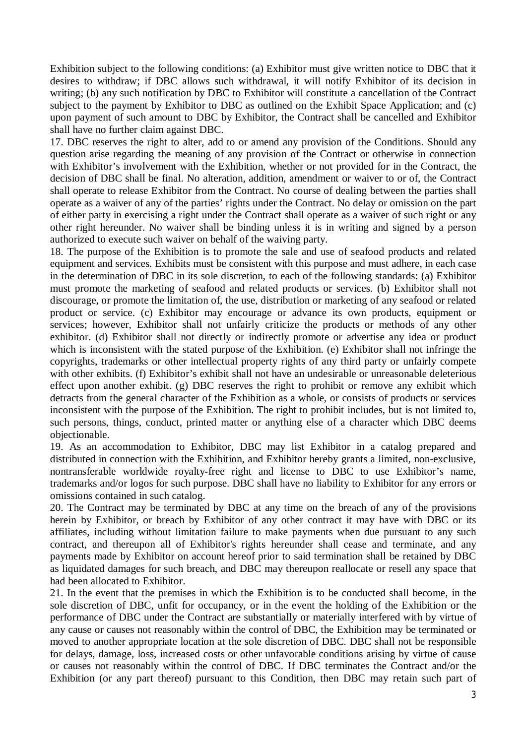Exhibition subject to the following conditions: (a) Exhibitor must give written notice to DBC that it desires to withdraw; if DBC allows such withdrawal, it will notify Exhibitor of its decision in writing; (b) any such notification by DBC to Exhibitor will constitute a cancellation of the Contract subject to the payment by Exhibitor to DBC as outlined on the Exhibit Space Application; and (c) upon payment of such amount to DBC by Exhibitor, the Contract shall be cancelled and Exhibitor shall have no further claim against DBC.

17. DBC reserves the right to alter, add to or amend any provision of the Conditions. Should any question arise regarding the meaning of any provision of the Contract or otherwise in connection with Exhibitor's involvement with the Exhibition, whether or not provided for in the Contract, the decision of DBC shall be final. No alteration, addition, amendment or waiver to or of, the Contract shall operate to release Exhibitor from the Contract. No course of dealing between the parties shall operate as a waiver of any of the parties' rights under the Contract. No delay or omission on the part of either party in exercising a right under the Contract shall operate as a waiver of such right or any other right hereunder. No waiver shall be binding unless it is in writing and signed by a person authorized to execute such waiver on behalf of the waiving party.

18. The purpose of the Exhibition is to promote the sale and use of seafood products and related equipment and services. Exhibits must be consistent with this purpose and must adhere, in each case in the determination of DBC in its sole discretion, to each of the following standards: (a) Exhibitor must promote the marketing of seafood and related products or services. (b) Exhibitor shall not discourage, or promote the limitation of, the use, distribution or marketing of any seafood or related product or service. (c) Exhibitor may encourage or advance its own products, equipment or services; however, Exhibitor shall not unfairly criticize the products or methods of any other exhibitor. (d) Exhibitor shall not directly or indirectly promote or advertise any idea or product which is inconsistent with the stated purpose of the Exhibition. (e) Exhibitor shall not infringe the copyrights, trademarks or other intellectual property rights of any third party or unfairly compete with other exhibits. (f) Exhibitor's exhibit shall not have an undesirable or unreasonable deleterious effect upon another exhibit. (g) DBC reserves the right to prohibit or remove any exhibit which detracts from the general character of the Exhibition as a whole, or consists of products or services inconsistent with the purpose of the Exhibition. The right to prohibit includes, but is not limited to, such persons, things, conduct, printed matter or anything else of a character which DBC deems objectionable.

19. As an accommodation to Exhibitor, DBC may list Exhibitor in a catalog prepared and distributed in connection with the Exhibition, and Exhibitor hereby grants a limited, non-exclusive, nontransferable worldwide royalty-free right and license to DBC to use Exhibitor's name, trademarks and/or logos for such purpose. DBC shall have no liability to Exhibitor for any errors or omissions contained in such catalog.

20. The Contract may be terminated by DBC at any time on the breach of any of the provisions herein by Exhibitor, or breach by Exhibitor of any other contract it may have with DBC or its affiliates, including without limitation failure to make payments when due pursuant to any such contract, and thereupon all of Exhibitor's rights hereunder shall cease and terminate, and any payments made by Exhibitor on account hereof prior to said termination shall be retained by DBC as liquidated damages for such breach, and DBC may thereupon reallocate or resell any space that had been allocated to Exhibitor.

21. In the event that the premises in which the Exhibition is to be conducted shall become, in the sole discretion of DBC, unfit for occupancy, or in the event the holding of the Exhibition or the performance of DBC under the Contract are substantially or materially interfered with by virtue of any cause or causes not reasonably within the control of DBC, the Exhibition may be terminated or moved to another appropriate location at the sole discretion of DBC. DBC shall not be responsible for delays, damage, loss, increased costs or other unfavorable conditions arising by virtue of cause or causes not reasonably within the control of DBC. If DBC terminates the Contract and/or the Exhibition (or any part thereof) pursuant to this Condition, then DBC may retain such part of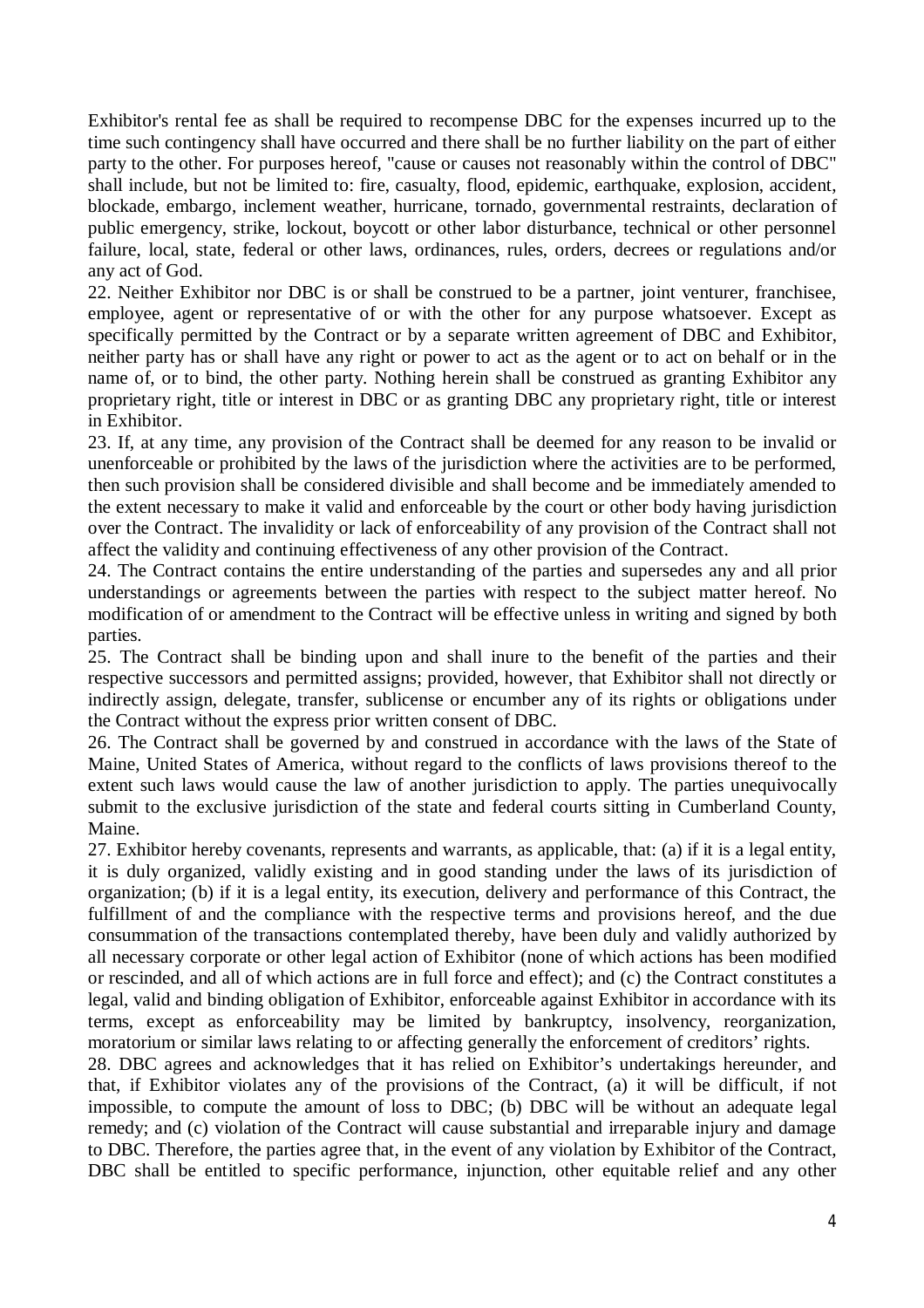Exhibitor's rental fee as shall be required to recompense DBC for the expenses incurred up to the time such contingency shall have occurred and there shall be no further liability on the part of either party to the other. For purposes hereof, "cause or causes not reasonably within the control of DBC" shall include, but not be limited to: fire, casualty, flood, epidemic, earthquake, explosion, accident, blockade, embargo, inclement weather, hurricane, tornado, governmental restraints, declaration of public emergency, strike, lockout, boycott or other labor disturbance, technical or other personnel failure, local, state, federal or other laws, ordinances, rules, orders, decrees or regulations and/or any act of God.

22. Neither Exhibitor nor DBC is or shall be construed to be a partner, joint venturer, franchisee, employee, agent or representative of or with the other for any purpose whatsoever. Except as specifically permitted by the Contract or by a separate written agreement of DBC and Exhibitor, neither party has or shall have any right or power to act as the agent or to act on behalf or in the name of, or to bind, the other party. Nothing herein shall be construed as granting Exhibitor any proprietary right, title or interest in DBC or as granting DBC any proprietary right, title or interest in Exhibitor.

23. If, at any time, any provision of the Contract shall be deemed for any reason to be invalid or unenforceable or prohibited by the laws of the jurisdiction where the activities are to be performed, then such provision shall be considered divisible and shall become and be immediately amended to the extent necessary to make it valid and enforceable by the court or other body having jurisdiction over the Contract. The invalidity or lack of enforceability of any provision of the Contract shall not affect the validity and continuing effectiveness of any other provision of the Contract.

24. The Contract contains the entire understanding of the parties and supersedes any and all prior understandings or agreements between the parties with respect to the subject matter hereof. No modification of or amendment to the Contract will be effective unless in writing and signed by both parties.

25. The Contract shall be binding upon and shall inure to the benefit of the parties and their respective successors and permitted assigns; provided, however, that Exhibitor shall not directly or indirectly assign, delegate, transfer, sublicense or encumber any of its rights or obligations under the Contract without the express prior written consent of DBC.

26. The Contract shall be governed by and construed in accordance with the laws of the State of Maine, United States of America, without regard to the conflicts of laws provisions thereof to the extent such laws would cause the law of another jurisdiction to apply. The parties unequivocally submit to the exclusive jurisdiction of the state and federal courts sitting in Cumberland County, Maine.

27. Exhibitor hereby covenants, represents and warrants, as applicable, that: (a) if it is a legal entity, it is duly organized, validly existing and in good standing under the laws of its jurisdiction of organization; (b) if it is a legal entity, its execution, delivery and performance of this Contract, the fulfillment of and the compliance with the respective terms and provisions hereof, and the due consummation of the transactions contemplated thereby, have been duly and validly authorized by all necessary corporate or other legal action of Exhibitor (none of which actions has been modified or rescinded, and all of which actions are in full force and effect); and (c) the Contract constitutes a legal, valid and binding obligation of Exhibitor, enforceable against Exhibitor in accordance with its terms, except as enforceability may be limited by bankruptcy, insolvency, reorganization, moratorium or similar laws relating to or affecting generally the enforcement of creditors' rights.

28. DBC agrees and acknowledges that it has relied on Exhibitor's undertakings hereunder, and that, if Exhibitor violates any of the provisions of the Contract, (a) it will be difficult, if not impossible, to compute the amount of loss to DBC; (b) DBC will be without an adequate legal remedy; and (c) violation of the Contract will cause substantial and irreparable injury and damage to DBC. Therefore, the parties agree that, in the event of any violation by Exhibitor of the Contract, DBC shall be entitled to specific performance, injunction, other equitable relief and any other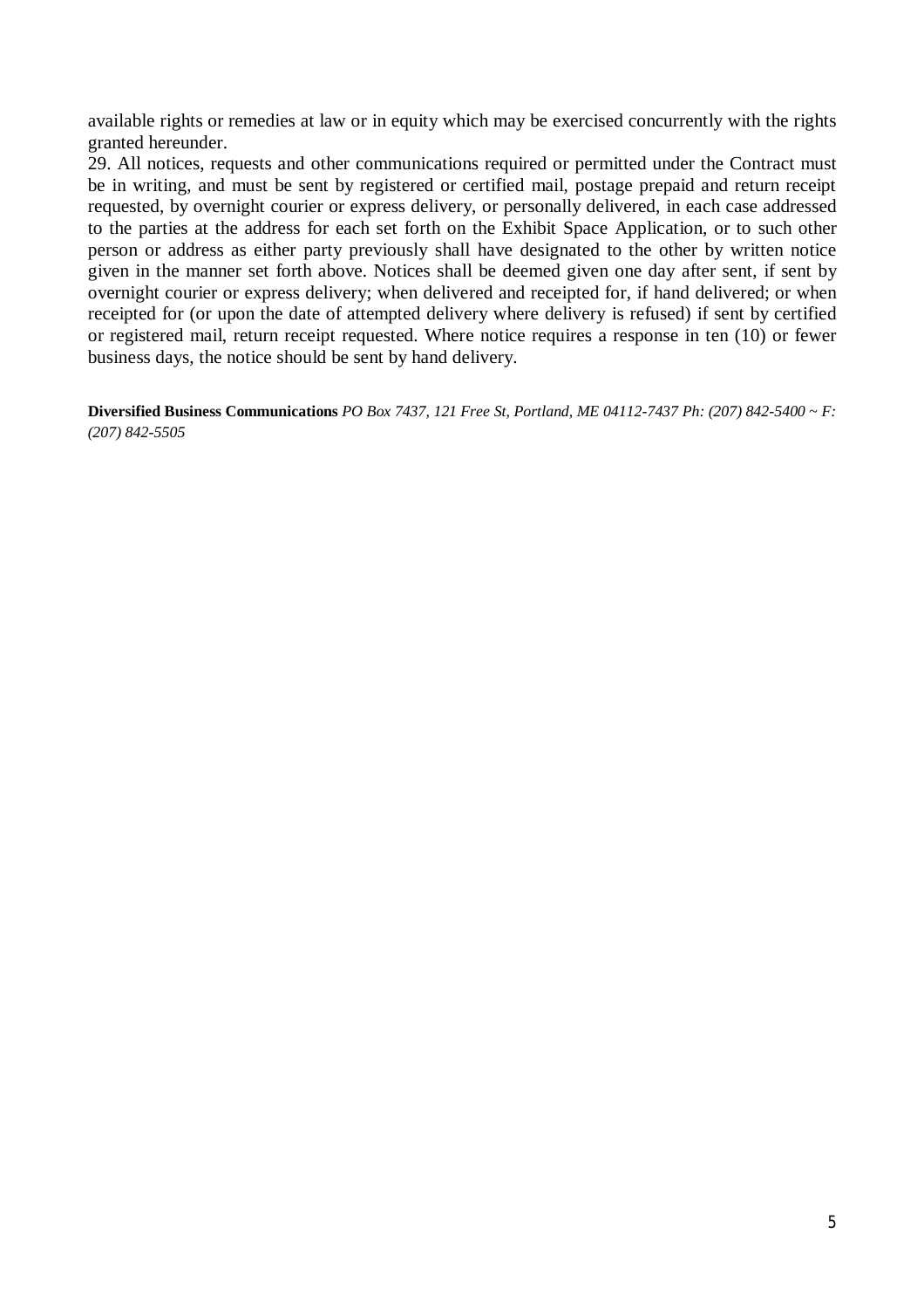available rights or remedies at law or in equity which may be exercised concurrently with the rights granted hereunder.

29. All notices, requests and other communications required or permitted under the Contract must be in writing, and must be sent by registered or certified mail, postage prepaid and return receipt requested, by overnight courier or express delivery, or personally delivered, in each case addressed to the parties at the address for each set forth on the Exhibit Space Application, or to such other person or address as either party previously shall have designated to the other by written notice given in the manner set forth above. Notices shall be deemed given one day after sent, if sent by overnight courier or express delivery; when delivered and receipted for, if hand delivered; or when receipted for (or upon the date of attempted delivery where delivery is refused) if sent by certified or registered mail, return receipt requested. Where notice requires a response in ten (10) or fewer business days, the notice should be sent by hand delivery.

**Diversified Business Communications** *PO Box 7437, 121 Free St, Portland, ME 04112-7437 Ph: (207) 842-5400 ~ F: (207) 842-5505*